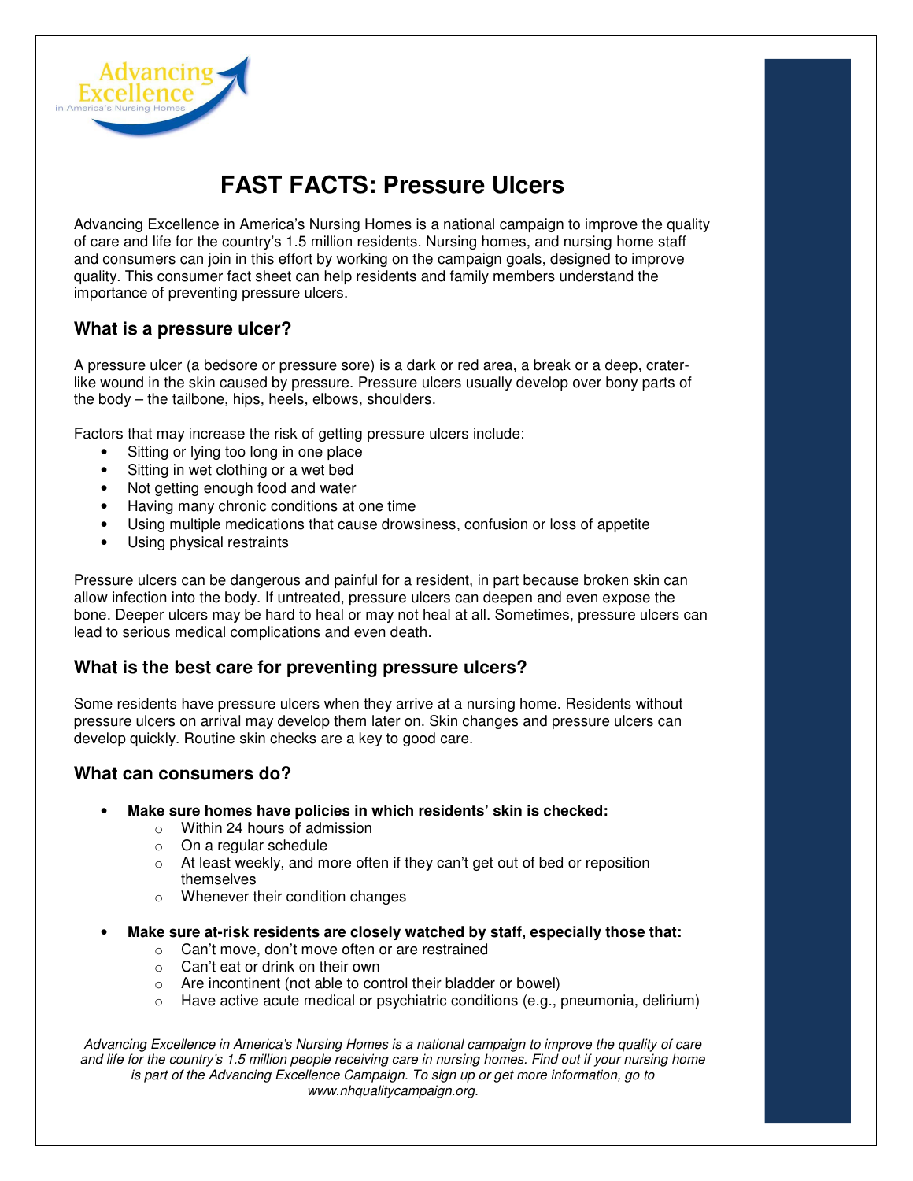# FAST FACTS: Pressure Ulcers

Advancing Excellence in America's Nursing Homes is a national campaign to improve the quality of care and life for the country's 1.5 million residents. Nursing homes, and nursing home staff and consumers can join in this effort by working on the campaign goals, designed to improve quality. This consumer fact sheet can help residents and family members understand the importance of preventing pressure ulcers.

## What is a pressure ulcer?

A pressure ulcer (a bedsore or pressure sore) is a dark or red area, a break or a deep, crater-like wound in the skin caused by pressure. Pressure ulcers usually develop over bony parts of the body – the tailbone, hips, heels, elbows, shoulders.

Factors that may increase the risk of getting pressure ulcers include:

- Sitting or lying too long in one place
- Sitting in wet clothing or a wet bed
- Not getting enough food and water
- Having many chronic conditions at one time
- Using multiple medications that cause drowsiness, confusion or loss of appetite
- Using physical restraints

Pressure ulcers can be dangerous and painful for a resident, in part because broken skin can allow infection into the body. If untreated, pressure ulcers can deepen and even expose the bone. Deeper ulcers may be hard to heal or may not heal at all. Sometimes, pressure ulcers can lead to serious medical complications and even death.

## What is the best care for preventing pressure ulcers?

Some residents have pressure ulcers when they arrive at a nursing home. Residents without pressure ulcers on arrival may develop them later on. Skin changes and pressure ulcers can develop quickly. Routine skin checks are a key to good care.

## What can consumers do?

- **Make sure homes have policies in which residents' skin is checked:**
  - Within 24 hours of admission
  - On a regular schedule
  - At least weekly, and more often if they can't get out of bed or reposition themselves
  - Whenever their condition changes

- **Make sure at-risk residents are closely watched by staff, especially those that:**
  - Can't move, don't move often or are restrained
  - Can't eat or drink on their own
  - Are incontinent (not able to control their bladder or bowel)
  - Have active acute medical or psychiatric conditions (e.g., pneumonia, delirium)

*Advancing Excellence in America's Nursing Homes is a national campaign to improve the quality of care and life for the country's 1.5 million people receiving care in nursing homes. Find out if your nursing home is part of the Advancing Excellence Campaign. To sign up or get more information, go to www.nhqualitycampaign.org.*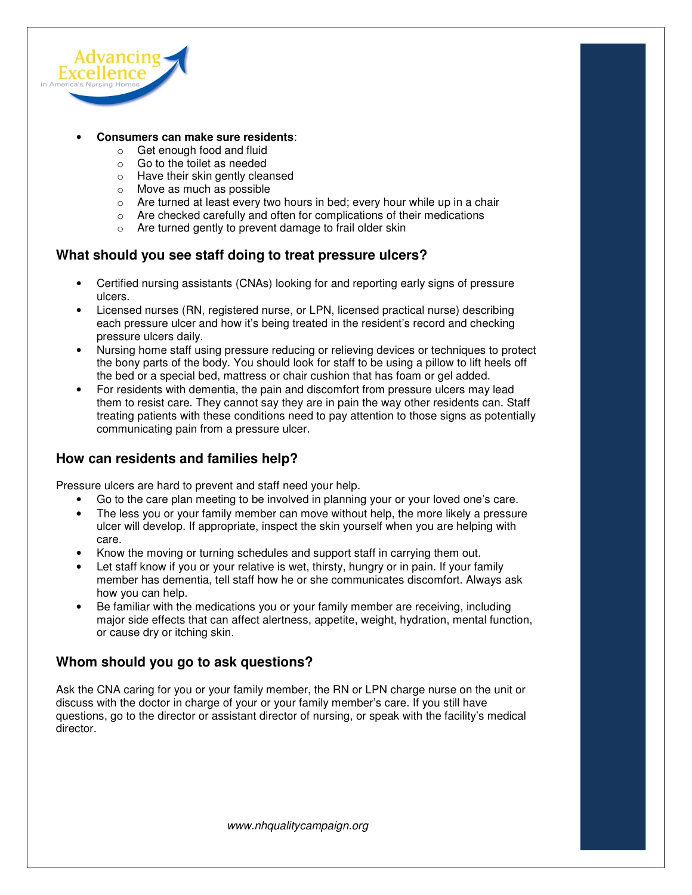- **Consumers can make sure residents**:
  - Get enough food and fluid
  - Go to the toilet as needed
  - Have their skin gently cleansed
  - Move as much as possible
  - Are turned at least every two hours in bed; every hour while up in a chair
  - Are checked carefully and often for complications of their medications
  - Are turned gently to prevent damage to frail older skin

## What should you see staff doing to treat pressure ulcers?

- Certified nursing assistants (CNAs) looking for and reporting early signs of pressure ulcers.
- Licensed nurses (RN, registered nurse, or LPN, licensed practical nurse) describing each pressure ulcer and how it's being treated in the resident's record and checking pressure ulcers daily.
- Nursing home staff using pressure reducing or relieving devices or techniques to protect the bony parts of the body. You should look for staff to be using a pillow to lift heels off the bed or a special bed, mattress or chair cushion that has foam or gel added.
- For residents with dementia, the pain and discomfort from pressure ulcers may lead them to resist care. They cannot say they are in pain the way other residents can. Staff treating patients with these conditions need to pay attention to those signs as potentially communicating pain from a pressure ulcer.

## How can residents and families help?

Pressure ulcers are hard to prevent and staff need your help.

- Go to the care plan meeting to be involved in planning your or your loved one's care.
- The less you or your family member can move without help, the more likely a pressure ulcer will develop. If appropriate, inspect the skin yourself when you are helping with care.
- Know the moving or turning schedules and support staff in carrying them out.
- Let staff know if you or your relative is wet, thirsty, hungry or in pain. If your family member has dementia, tell staff how he or she communicates discomfort. Always ask how you can help.
- Be familiar with the medications you or your family member are receiving, including major side effects that can affect alertness, appetite, weight, hydration, mental function, or cause dry or itching skin.

## Whom should you go to ask questions?

Ask the CNA caring for you or your family member, the RN or LPN charge nurse on the unit or discuss with the doctor in charge of your or your family member's care. If you still have questions, go to the director or assistant director of nursing, or speak with the facility's medical director.